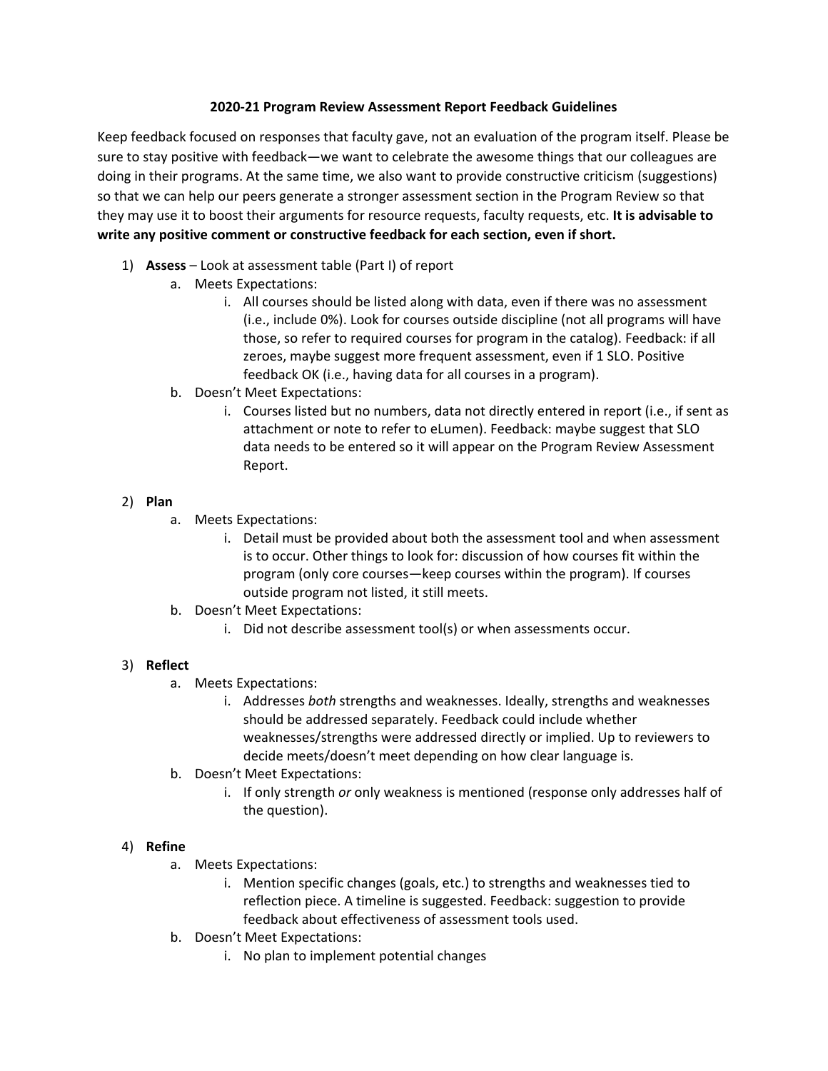# 2020-21 Program Review Assessment Report Feedback Guidelines

Keep feedback focused on responses that faculty gave, not an evaluation of the program itself. Please be sure to stay positive with feedback—we want to celebrate the awesome things that our colleagues are doing in their programs. At the same time, we also want to provide constructive criticism (suggestions) so that we can help our peers generate a stronger assessment section in the Program Review so that they may use it to boost their arguments for resource requests, faculty requests, etc. **It is advisable to write any positive comment or constructive feedback for each section, even if short.**

1) **Assess** – Look at assessment table (Part I) of report
   a. Meets Expectations:
      i. All courses should be listed along with data, even if there was no assessment (i.e., include 0%). Look for courses outside discipline (not all programs will have those, so refer to required courses for program in the catalog). Feedback: if all zeroes, maybe suggest more frequent assessment, even if 1 SLO. Positive feedback OK (i.e., having data for all courses in a program).
   b. Doesn't Meet Expectations:
      i. Courses listed but no numbers, data not directly entered in report (i.e., if sent as attachment or note to refer to eLumen). Feedback: maybe suggest that SLO data needs to be entered so it will appear on the Program Review Assessment Report.

2) **Plan**
   a. Meets Expectations:
      i. Detail must be provided about both the assessment tool and when assessment is to occur. Other things to look for: discussion of how courses fit within the program (only core courses—keep courses within the program). If courses outside program not listed, it still meets.
   b. Doesn't Meet Expectations:
      i. Did not describe assessment tool(s) or when assessments occur.

3) **Reflect**
   a. Meets Expectations:
      i. Addresses *both* strengths and weaknesses. Ideally, strengths and weaknesses should be addressed separately. Feedback could include whether weaknesses/strengths were addressed directly or implied. Up to reviewers to decide meets/doesn't meet depending on how clear language is.
   b. Doesn't Meet Expectations:
      i. If only strength *or* only weakness is mentioned (response only addresses half of the question).

4) **Refine**
   a. Meets Expectations:
      i. Mention specific changes (goals, etc.) to strengths and weaknesses tied to reflection piece. A timeline is suggested. Feedback: suggestion to provide feedback about effectiveness of assessment tools used.
   b. Doesn't Meet Expectations:
      i. No plan to implement potential changes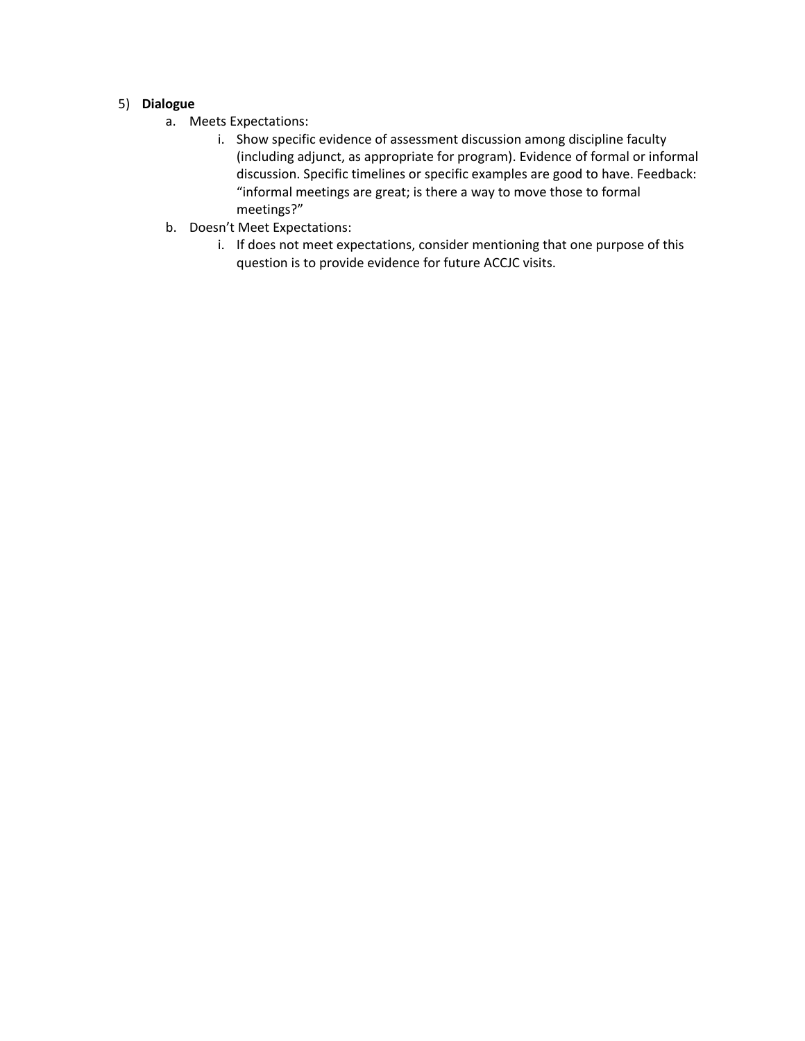5) **Dialogue**
   a. Meets Expectations:
      i. Show specific evidence of assessment discussion among discipline faculty (including adjunct, as appropriate for program). Evidence of formal or informal discussion. Specific timelines or specific examples are good to have. Feedback: “informal meetings are great; is there a way to move those to formal meetings?”
   b. Doesn’t Meet Expectations:
      i. If does not meet expectations, consider mentioning that one purpose of this question is to provide evidence for future ACCJC visits.